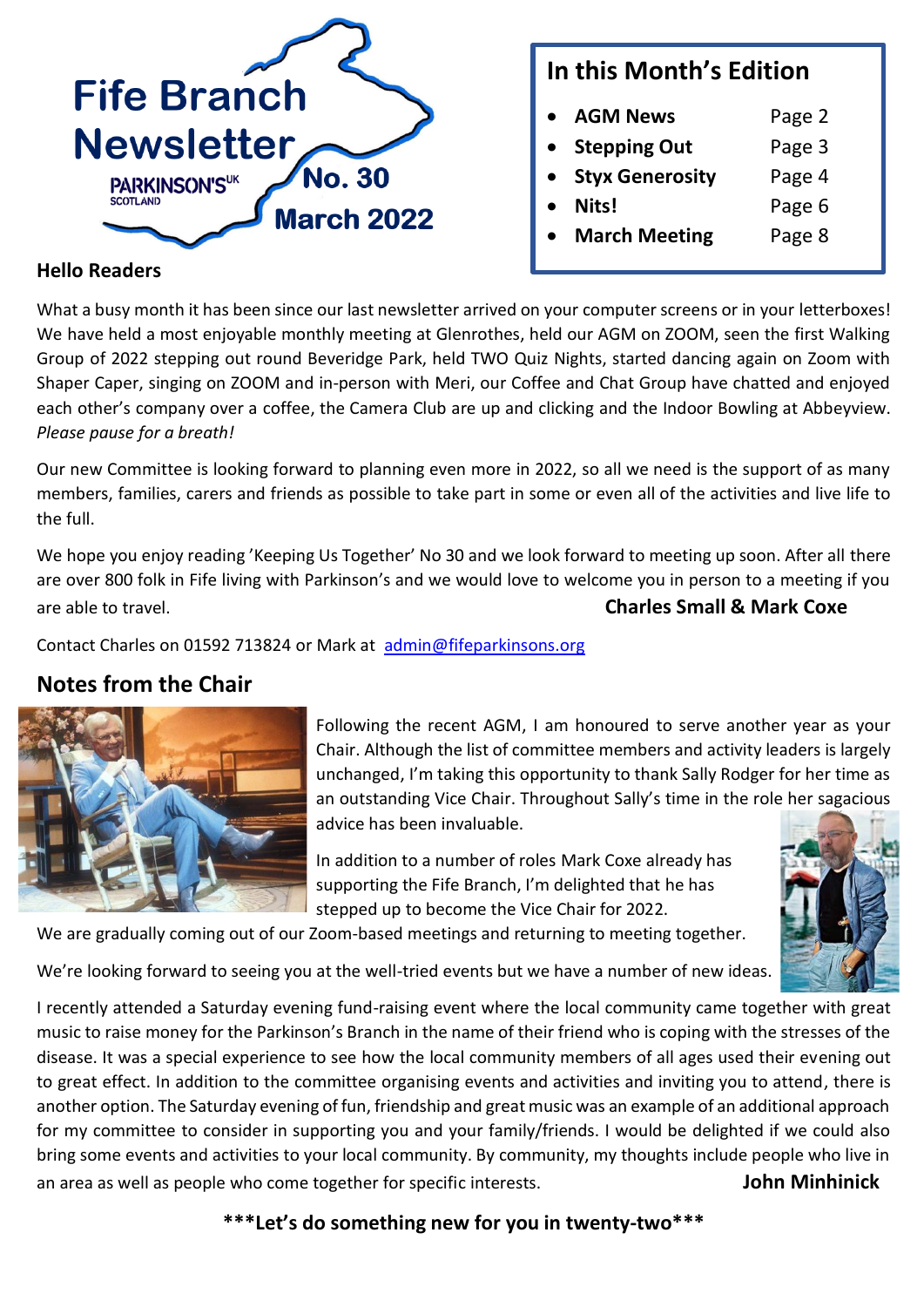# Fife Branch Newsletter

PARKINSON'S UK SCOTLAND

**No. 30**

**March 2022**

## In this Month's Edition

- **AGM News** Page 2
- **Stepping Out** Page 3
- **Styx Generosity** Page 4
- **Nits!** Page 6
- **March Meeting** Page 8

**Hello Readers**

What a busy month it has been since our last newsletter arrived on your computer screens or in your letterboxes! We have held a most enjoyable monthly meeting at Glenrothes, held our AGM on ZOOM, seen the first Walking Group of 2022 stepping out round Beveridge Park, held TWO Quiz Nights, started dancing again on Zoom with Shaper Caper, singing on ZOOM and in-person with Meri, our Coffee and Chat Group have chatted and enjoyed each other's company over a coffee, the Camera Club are up and clicking and the Indoor Bowling at Abbeyview. *Please pause for a breath!*

Our new Committee is looking forward to planning even more in 2022, so all we need is the support of as many members, families, carers and friends as possible to take part in some or even all of the activities and live life to the full.

We hope you enjoy reading 'Keeping Us Together' No 30 and we look forward to meeting up soon. After all there are over 800 folk in Fife living with Parkinson's and we would love to welcome you in person to a meeting if you are able to travel.

**Charles Small & Mark Coxe**

Contact Charles on 01592 713824 or Mark at admin@fifeparkinsons.org

## Notes from the Chair

Following the recent AGM, I am honoured to serve another year as your Chair. Although the list of committee members and activity leaders is largely unchanged, I'm taking this opportunity to thank Sally Rodger for her time as an outstanding Vice Chair. Throughout Sally's time in the role her sagacious advice has been invaluable.

In addition to a number of roles Mark Coxe already has supporting the Fife Branch, I'm delighted that he has stepped up to become the Vice Chair for 2022.

We are gradually coming out of our Zoom-based meetings and returning to meeting together.

We're looking forward to seeing you at the well-tried events but we have a number of new ideas.

I recently attended a Saturday evening fund-raising event where the local community came together with great music to raise money for the Parkinson's Branch in the name of their friend who is coping with the stresses of the disease. It was a special experience to see how the local community members of all ages used their evening out to great effect. In addition to the committee organising events and activities and inviting you to attend, there is another option. The Saturday evening of fun, friendship and great music was an example of an additional approach for my committee to consider in supporting you and your family/friends. I would be delighted if we could also bring some events and activities to your local community. By community, my thoughts include people who live in an area as well as people who come together for specific interests.

**John Minhinick**

**\*\*\*Let's do something new for you in twenty-two\*\*\***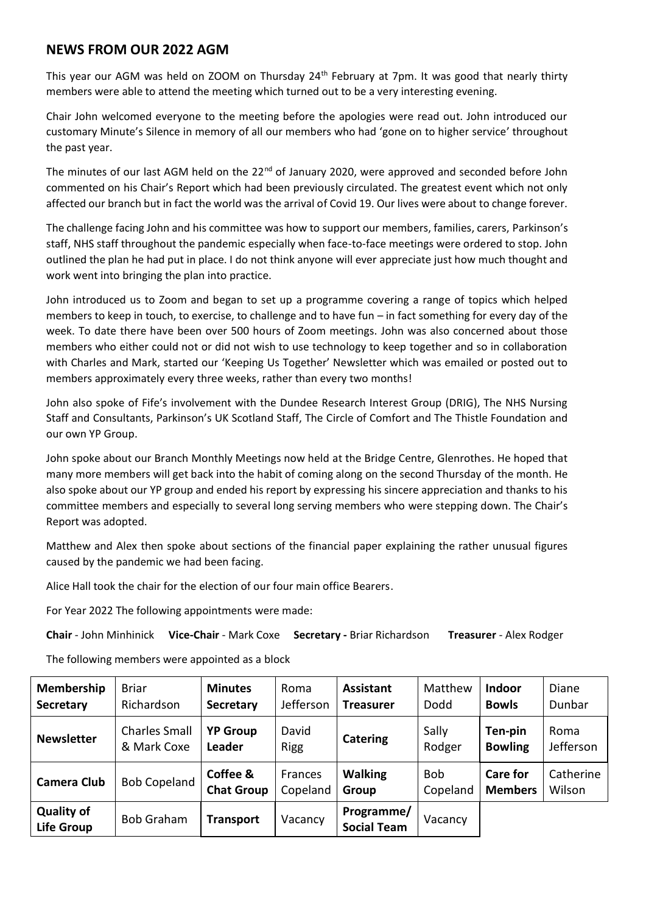## NEWS FROM OUR 2022 AGM

This year our AGM was held on ZOOM on Thursday 24th February at 7pm. It was good that nearly thirty members were able to attend the meeting which turned out to be a very interesting evening.

Chair John welcomed everyone to the meeting before the apologies were read out. John introduced our customary Minute's Silence in memory of all our members who had 'gone on to higher service' throughout the past year.

The minutes of our last AGM held on the 22nd of January 2020, were approved and seconded before John commented on his Chair's Report which had been previously circulated. The greatest event which not only affected our branch but in fact the world was the arrival of Covid 19. Our lives were about to change forever.

The challenge facing John and his committee was how to support our members, families, carers, Parkinson's staff, NHS staff throughout the pandemic especially when face-to-face meetings were ordered to stop. John outlined the plan he had put in place. I do not think anyone will ever appreciate just how much thought and work went into bringing the plan into practice.

John introduced us to Zoom and began to set up a programme covering a range of topics which helped members to keep in touch, to exercise, to challenge and to have fun – in fact something for every day of the week. To date there have been over 500 hours of Zoom meetings. John was also concerned about those members who either could not or did not wish to use technology to keep together and so in collaboration with Charles and Mark, started our 'Keeping Us Together' Newsletter which was emailed or posted out to members approximately every three weeks, rather than every two months!

John also spoke of Fife's involvement with the Dundee Research Interest Group (DRIG), The NHS Nursing Staff and Consultants, Parkinson's UK Scotland Staff, The Circle of Comfort and The Thistle Foundation and our own YP Group.

John spoke about our Branch Monthly Meetings now held at the Bridge Centre, Glenrothes. He hoped that many more members will get back into the habit of coming along on the second Thursday of the month. He also spoke about our YP group and ended his report by expressing his sincere appreciation and thanks to his committee members and especially to several long serving members who were stepping down. The Chair's Report was adopted.

Matthew and Alex then spoke about sections of the financial paper explaining the rather unusual figures caused by the pandemic we had been facing.

Alice Hall took the chair for the election of our four main office Bearers.

For Year 2022 The following appointments were made:

**Chair** - John Minhinick **Vice-Chair** - Mark Coxe **Secretary -** Briar Richardson **Treasurer** - Alex Rodger

The following members were appointed as a block

| | | | | | | | |
|---|---|---|---|---|---|---|---|
| **Membership Secretary** | Briar Richardson | **Minutes Secretary** | Roma Jefferson | **Assistant Treasurer** | Matthew Dodd | **Indoor Bowls** | Diane Dunbar |
| **Newsletter** | Charles Small & Mark Coxe | **YP Group Leader** | David Rigg | **Catering** | Sally Rodger | **Ten-pin Bowling** | Roma Jefferson |
| **Camera Club** | Bob Copeland | **Coffee & Chat Group** | Frances Copeland | **Walking Group** | Bob Copeland | **Care for Members** | Catherine Wilson |
| **Quality of Life Group** | Bob Graham | **Transport** | Vacancy | **Programme/ Social Team** | Vacancy | | |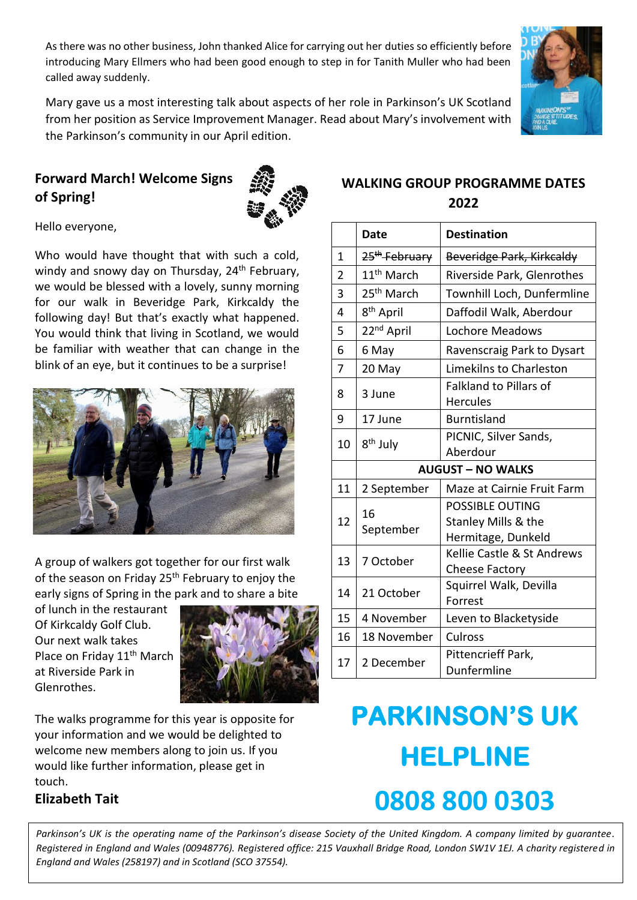As there was no other business, John thanked Alice for carrying out her duties so efficiently before introducing Mary Ellmers who had been good enough to step in for Tanith Muller who had been called away suddenly.

Mary gave us a most interesting talk about aspects of her role in Parkinson's UK Scotland from her position as Service Improvement Manager. Read about Mary's involvement with the Parkinson's community in our April edition.

## Forward March! Welcome Signs of Spring!

Hello everyone,

Who would have thought that with such a cold, windy and snowy day on Thursday, 24th February, we would be blessed with a lovely, sunny morning for our walk in Beveridge Park, Kirkcaldy the following day! But that's exactly what happened. You would think that living in Scotland, we would be familiar with weather that can change in the blink of an eye, but it continues to be a surprise!

A group of walkers got together for our first walk of the season on Friday 25th February to enjoy the early signs of Spring in the park and to share a bite of lunch in the restaurant Of Kirkcaldy Golf Club. Our next walk takes Place on Friday 11th March at Riverside Park in Glenrothes.

The walks programme for this year is opposite for your information and we would be delighted to welcome new members along to join us. If you would like further information, please get in touch.

**Elizabeth Tait**

## WALKING GROUP PROGRAMME DATES 2022

| | Date | Destination |
|---|---|---|
| 1 | ~~25th February~~ | ~~Beveridge Park, Kirkcaldy~~ |
| 2 | 11th March | Riverside Park, Glenrothes |
| 3 | 25th March | Townhill Loch, Dunfermline |
| 4 | 8th April | Daffodil Walk, Aberdour |
| 5 | 22nd April | Lochore Meadows |
| 6 | 6 May | Ravenscraig Park to Dysart |
| 7 | 20 May | Limekilns to Charleston |
| 8 | 3 June | Falkland to Pillars of Hercules |
| 9 | 17 June | Burntisland |
| 10 | 8th July | PICNIC, Silver Sands, Aberdour |
| | **AUGUST – NO WALKS** | |
| 11 | 2 September | Maze at Cairnie Fruit Farm |
| 12 | 16 September | POSSIBLE OUTING Stanley Mills & the Hermitage, Dunkeld |
| 13 | 7 October | Kellie Castle & St Andrews Cheese Factory |
| 14 | 21 October | Squirrel Walk, Devilla Forrest |
| 15 | 4 November | Leven to Blacketyside |
| 16 | 18 November | Culross |
| 17 | 2 December | Pittencrieff Park, Dunfermline |

# PARKINSON'S UK HELPLINE

# 0808 800 0303

*Parkinson's UK is the operating name of the Parkinson's disease Society of the United Kingdom. A company limited by guarantee. Registered in England and Wales (00948776). Registered office: 215 Vauxhall Bridge Road, London SW1V 1EJ. A charity registered in England and Wales (258197) and in Scotland (SCO 37554).*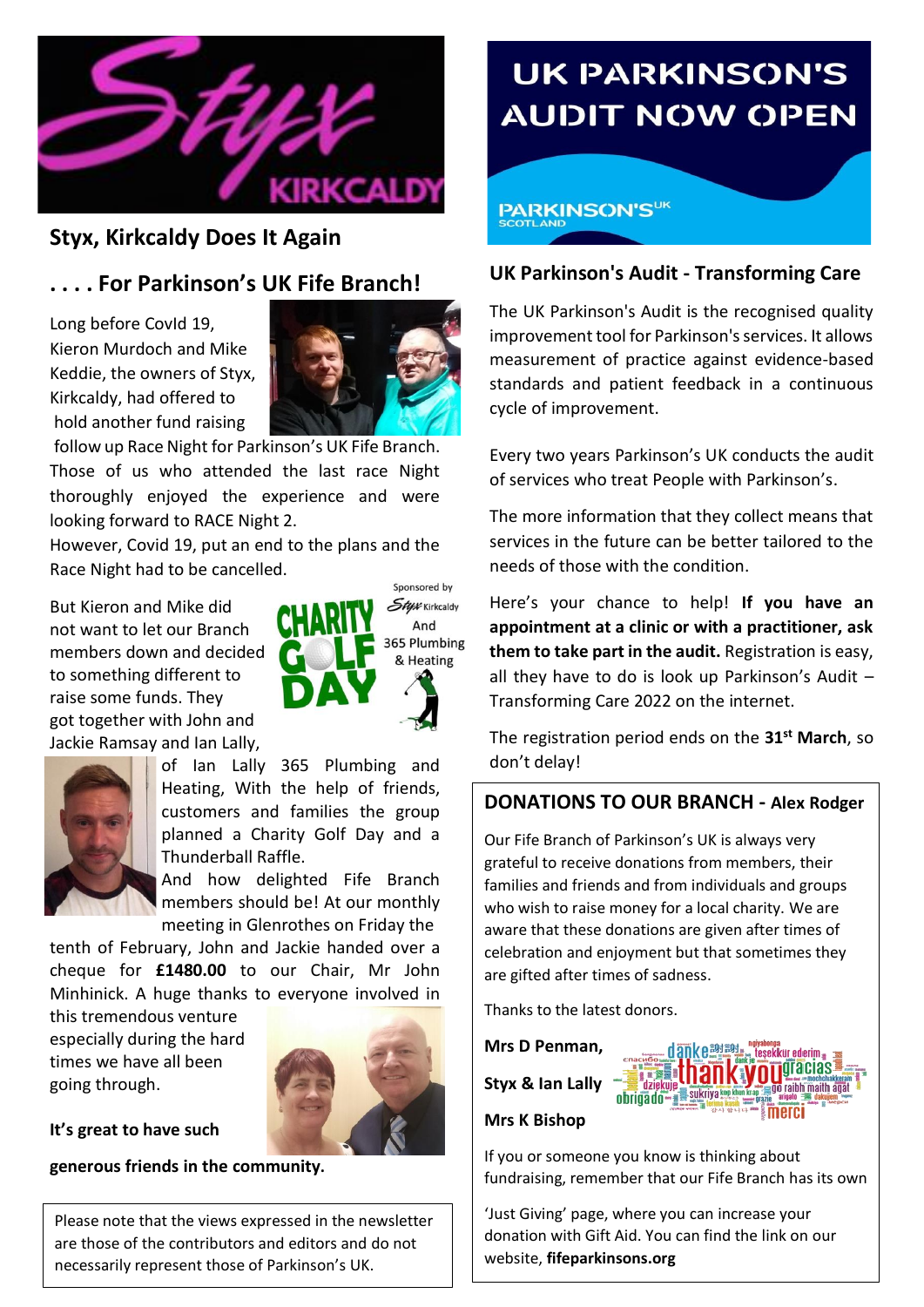## Styx, Kirkcaldy Does It Again

## . . . . For Parkinson's UK Fife Branch!

Long before CovId 19, Kieron Murdoch and Mike Keddie, the owners of Styx, Kirkcaldy, had offered to hold another fund raising follow up Race Night for Parkinson's UK Fife Branch. Those of us who attended the last race Night thoroughly enjoyed the experience and were looking forward to RACE Night 2.

However, Covid 19, put an end to the plans and the Race Night had to be cancelled.

But Kieron and Mike did not want to let our Branch members down and decided to something different to raise some funds. They got together with John and Jackie Ramsay and Ian Lally, of Ian Lally 365 Plumbing and Heating, With the help of friends, customers and families the group planned a Charity Golf Day and a Thunderball Raffle.

And how delighted Fife Branch members should be! At our monthly meeting in Glenrothes on Friday the tenth of February, John and Jackie handed over a cheque for **£1480.00** to our Chair, Mr John Minhinick. A huge thanks to everyone involved in this tremendous venture especially during the hard times we have all been going through.

**It's great to have such generous friends in the community.**

Please note that the views expressed in the newsletter are those of the contributors and editors and do not necessarily represent those of Parkinson's UK.

## UK Parkinson's Audit - Transforming Care

The UK Parkinson's Audit is the recognised quality improvement tool for Parkinson's services. It allows measurement of practice against evidence-based standards and patient feedback in a continuous cycle of improvement.

Every two years Parkinson's UK conducts the audit of services who treat People with Parkinson's.

The more information that they collect means that services in the future can be better tailored to the needs of those with the condition.

Here's your chance to help! **If you have an appointment at a clinic or with a practitioner, ask them to take part in the audit.** Registration is easy, all they have to do is look up Parkinson's Audit – Transforming Care 2022 on the internet.

The registration period ends on the **31st March**, so don't delay!

## DONATIONS TO OUR BRANCH - Alex Rodger

Our Fife Branch of Parkinson's UK is always very grateful to receive donations from members, their families and friends and from individuals and groups who wish to raise money for a local charity. We are aware that these donations are given after times of celebration and enjoyment but that sometimes they are gifted after times of sadness.

Thanks to the latest donors.

**Mrs D Penman,**

**Styx & Ian Lally**

**Mrs K Bishop**

If you or someone you know is thinking about fundraising, remember that our Fife Branch has its own 'Just Giving' page, where you can increase your donation with Gift Aid. You can find the link on our website, **fifeparkinsons.org**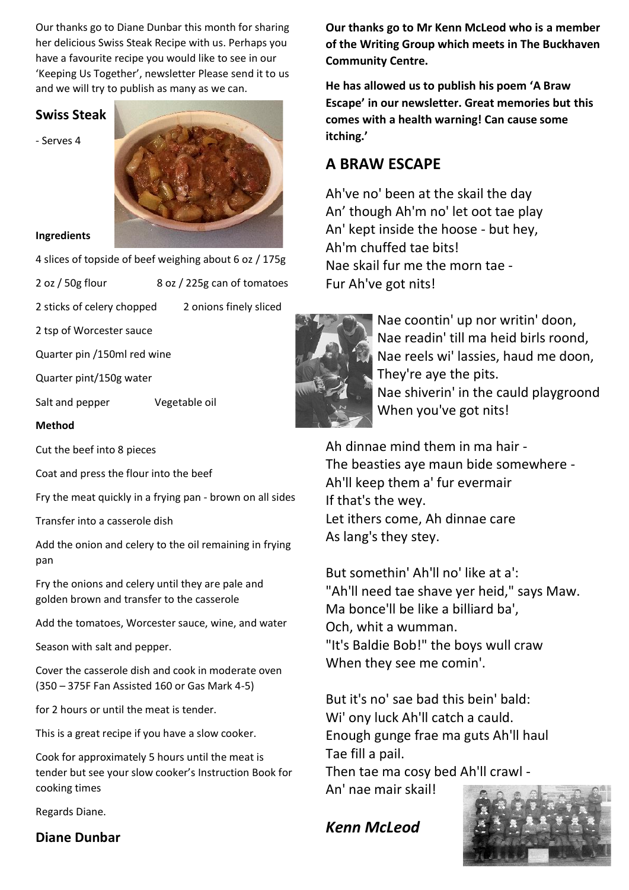Our thanks go to Diane Dunbar this month for sharing her delicious Swiss Steak Recipe with us. Perhaps you have a favourite recipe you would like to see in our 'Keeping Us Together', newsletter Please send it to us and we will try to publish as many as we can.

## Swiss Steak

- Serves 4

**Ingredients**

4 slices of topside of beef weighing about 6 oz / 175g

2 oz / 50g flour

8 oz / 225g can of tomatoes

2 sticks of celery chopped

2 onions finely sliced

2 tsp of Worcester sauce

Quarter pin /150ml red wine

Quarter pint/150g water

Salt and pepper

Vegetable oil

**Method**

Cut the beef into 8 pieces

Coat and press the flour into the beef

Fry the meat quickly in a frying pan - brown on all sides

Transfer into a casserole dish

Add the onion and celery to the oil remaining in frying pan

Fry the onions and celery until they are pale and golden brown and transfer to the casserole

Add the tomatoes, Worcester sauce, wine, and water

Season with salt and pepper.

Cover the casserole dish and cook in moderate oven (350 – 375F Fan Assisted 160 or Gas Mark 4-5)

for 2 hours or until the meat is tender.

This is a great recipe if you have a slow cooker.

Cook for approximately 5 hours until the meat is tender but see your slow cooker's Instruction Book for cooking times

Regards Diane.

**Diane Dunbar**

**Our thanks go to Mr Kenn McLeod who is a member of the Writing Group which meets in The Buckhaven Community Centre.**

**He has allowed us to publish his poem 'A Braw Escape' in our newsletter. Great memories but this comes with a health warning! Can cause some itching.'**

## A BRAW ESCAPE

Ah've no' been at the skail the day  
An' though Ah'm no' let oot tae play  
An' kept inside the hoose - but hey,  
Ah'm chuffed tae bits!  
Nae skail fur me the morn tae -  
Fur Ah've got nits!

Nae coontin' up nor writin' doon,  
Nae readin' till ma heid birls roond,  
Nae reels wi' lassies, haud me doon,  
They're aye the pits.  
Nae shiverin' in the cauld playgroond  
When you've got nits!

Ah dinnae mind them in ma hair -  
The beasties aye maun bide somewhere -  
Ah'll keep them a' fur evermair  
If that's the wey.  
Let ithers come, Ah dinnae care  
As lang's they stey.

But somethin' Ah'll no' like at a':  
"Ah'll need tae shave yer heid," says Maw.  
Ma bonce'll be like a billiard ba',  
Och, whit a wumman.  
"It's Baldie Bob!" the boys wull craw  
When they see me comin'.

But it's no' sae bad this bein' bald:  
Wi' ony luck Ah'll catch a cauld.  
Enough gunge frae ma guts Ah'll haul  
Tae fill a pail.  
Then tae ma cosy bed Ah'll crawl -  
An' nae mair skail!

***Kenn McLeod***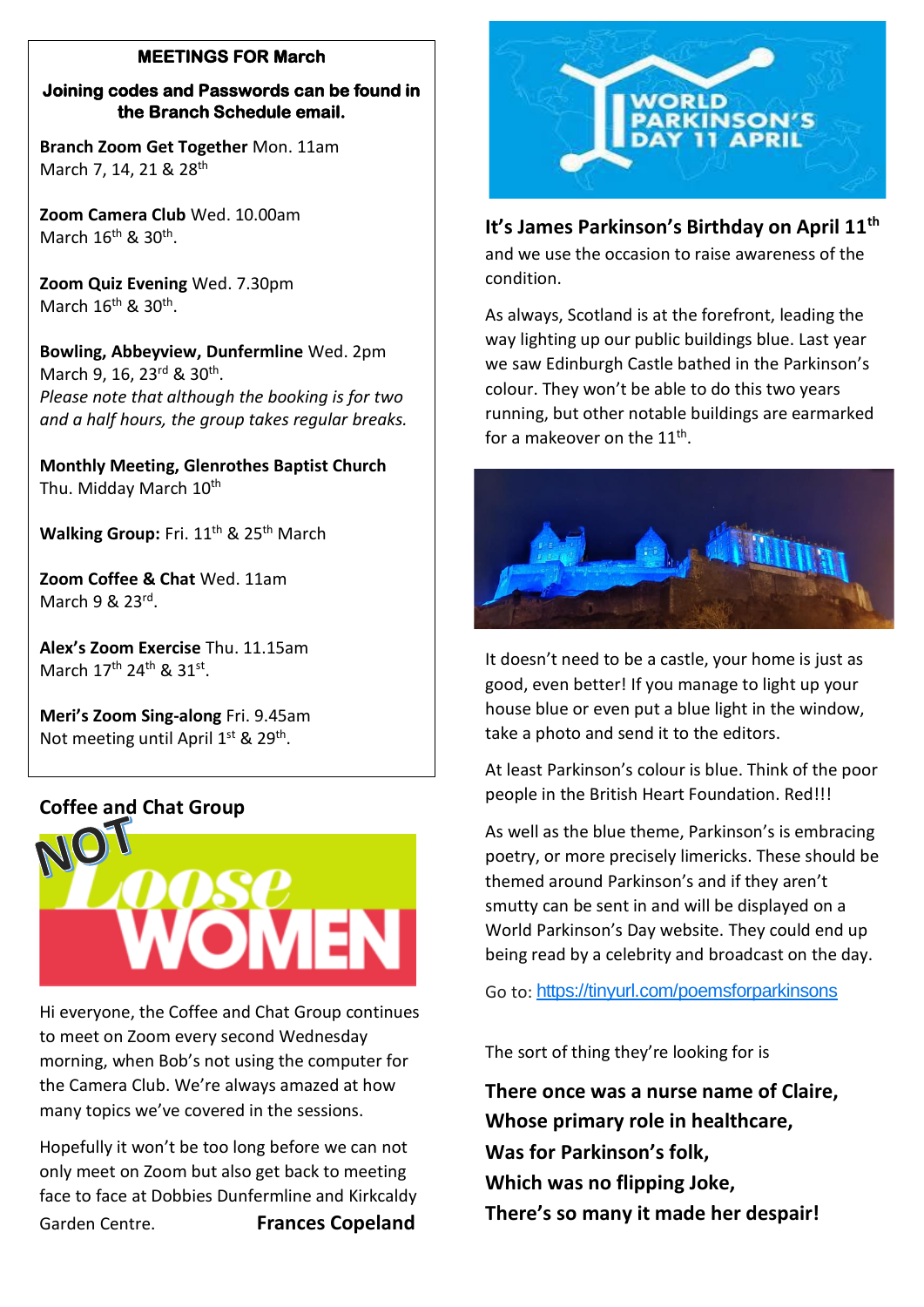## MEETINGS FOR March

**Joining codes and Passwords can be found in the Branch Schedule email.**

**Branch Zoom Get Together** Mon. 11am
March 7, 14, 21 & 28th

**Zoom Camera Club** Wed. 10.00am
March 16th & 30th.

**Zoom Quiz Evening** Wed. 7.30pm
March 16th & 30th.

**Bowling, Abbeyview, Dunfermline** Wed. 2pm
March 9, 16, 23rd & 30th.
*Please note that although the booking is for two and a half hours, the group takes regular breaks.*

**Monthly Meeting, Glenrothes Baptist Church**
Thu. Midday March 10th

**Walking Group:** Fri. 11th & 25th March

**Zoom Coffee & Chat** Wed. 11am
March 9 & 23rd.

**Alex's Zoom Exercise** Thu. 11.15am
March 17th 24th & 31st.

**Meri's Zoom Sing-along** Fri. 9.45am
Not meeting until April 1st & 29th.

## Coffee and Chat Group

NOT Loose WOMEN

Hi everyone, the Coffee and Chat Group continues to meet on Zoom every second Wednesday morning, when Bob's not using the computer for the Camera Club. We're always amazed at how many topics we've covered in the sessions.

Hopefully it won't be too long before we can not only meet on Zoom but also get back to meeting face to face at Dobbies Dunfermline and Kirkcaldy Garden Centre.

**Frances Copeland**

WORLD PARKINSON'S DAY 11 APRIL

## It's James Parkinson's Birthday on April 11th

and we use the occasion to raise awareness of the condition.

As always, Scotland is at the forefront, leading the way lighting up our public buildings blue. Last year we saw Edinburgh Castle bathed in the Parkinson's colour. They won't be able to do this two years running, but other notable buildings are earmarked for a makeover on the 11th.

It doesn't need to be a castle, your home is just as good, even better! If you manage to light up your house blue or even put a blue light in the window, take a photo and send it to the editors.

At least Parkinson's colour is blue. Think of the poor people in the British Heart Foundation. Red!!!

As well as the blue theme, Parkinson's is embracing poetry, or more precisely limericks. These should be themed around Parkinson's and if they aren't smutty can be sent in and will be displayed on a World Parkinson's Day website. They could end up being read by a celebrity and broadcast on the day.

Go to: https://tinyurl.com/poemsforparkinsons

The sort of thing they're looking for is

**There once was a nurse name of Claire,**
**Whose primary role in healthcare,**
**Was for Parkinson's folk,**
**Which was no flipping Joke,**
**There's so many it made her despair!**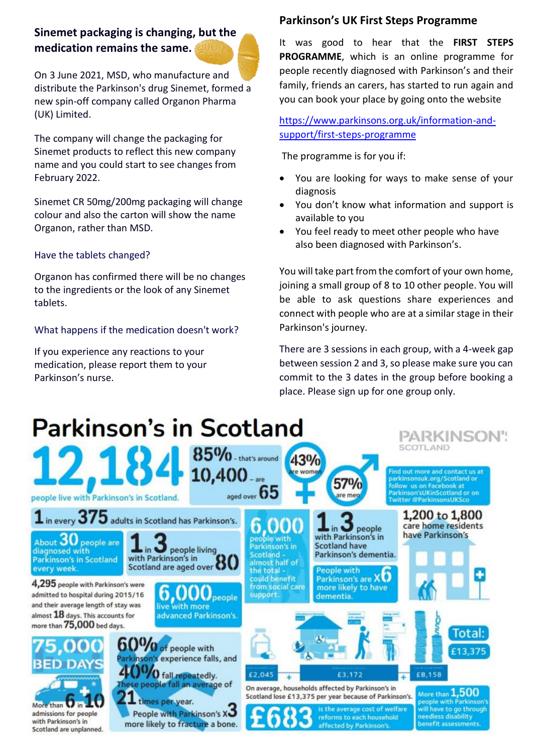## Sinemet packaging is changing, but the medication remains the same.

On 3 June 2021, MSD, who manufacture and distribute the Parkinson's drug Sinemet, formed a new spin-off company called Organon Pharma (UK) Limited.

The company will change the packaging for Sinemet products to reflect this new company name and you could start to see changes from February 2022.

Sinemet CR 50mg/200mg packaging will change colour and also the carton will show the name Organon, rather than MSD.

### Have the tablets changed?

Organon has confirmed there will be no changes to the ingredients or the look of any Sinemet tablets.

### What happens if the medication doesn't work?

If you experience any reactions to your medication, please report them to your Parkinson's nurse.

## Parkinson's UK First Steps Programme

It was good to hear that the **FIRST STEPS PROGRAMME**, which is an online programme for people recently diagnosed with Parkinson's and their family, friends an carers, has started to run again and you can book your place by going onto the website

https://www.parkinsons.org.uk/information-and-support/first-steps-programme

The programme is for you if:

- You are looking for ways to make sense of your diagnosis
- You don't know what information and support is available to you
- You feel ready to meet other people who have also been diagnosed with Parkinson's.

You will take part from the comfort of your own home, joining a small group of 8 to 10 other people. You will be able to ask questions share experiences and connect with people who are at a similar stage in their Parkinson's journey.

There are 3 sessions in each group, with a 4-week gap between session 2 and 3, so please make sure you can commit to the 3 dates in the group before booking a place. Please sign up for one group only.

# Parkinson's in Scotland

PARKINSON'S SCOTLAND

**12,184** people live with Parkinson's in Scotland.

**85%** - that's around **10,400** - are aged over **65**

**43%** are women

**57%** are men

Find out more and contact us at parkinsonsuk.org/Scotland or follow us on Facebook at Parkinson'sUKinScotland or on Twitter @ParkinsonsUKSco

**1** in every **375** adults in Scotland has Parkinson's.

About **30** people are diagnosed with Parkinson's in Scotland every week.

**1** in **3** people living with Parkinson's in Scotland are aged over **80**

**6,000** people with Parkinson's in Scotland - almost half of the total - could benefit from social care support.

**1** in **3** people with Parkinson's in Scotland have Parkinson's dementia.

People with Parkinson's are **x6** more likely to have dementia.

**1,200 to 1,800** care home residents have Parkinson's

**4,295** people with Parkinson's were admitted to hospital during 2015/16 and their average length of stay was almost **18** days. This accounts for more than **75,000** bed days.

**6,000** people live with more advanced Parkinson's.

**75,000** BED DAYS

More than **6** in **10** admissions for people with Parkinson's in Scotland are unplanned.

**60%** of people with Parkinson's experience falls, and **40%** fall repeatedly. These people fall an average of **21** times per year.

People with Parkinson's **x3** more likely to fracture a bone.

£2,045 + £3,172 + £8,158 — Total: £13,375

On average, households affected by Parkinson's in Scotland lose £13,375 per year because of Parkinson's.

**£683** is the average cost of welfare reforms to each household affected by Parkinson's.

More than **1,500** people with Parkinson's will have to go through needless disability benefit assessments.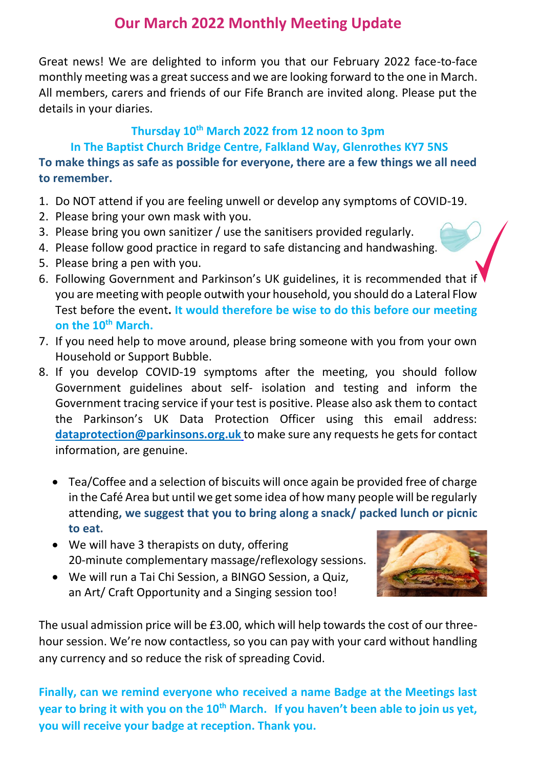# Our March 2022 Monthly Meeting Update

Great news! We are delighted to inform you that our February 2022 face-to-face monthly meeting was a great success and we are looking forward to the one in March. All members, carers and friends of our Fife Branch are invited along. Please put the details in your diaries.

**Thursday 10th March 2022 from 12 noon to 3pm**

**In The Baptist Church Bridge Centre, Falkland Way, Glenrothes KY7 5NS**

**To make things as safe as possible for everyone, there are a few things we all need to remember.**

1. Do NOT attend if you are feeling unwell or develop any symptoms of COVID-19.
2. Please bring your own mask with you.
3. Please bring you own sanitizer / use the sanitisers provided regularly.
4. Please follow good practice in regard to safe distancing and handwashing.
5. Please bring a pen with you.
6. Following Government and Parkinson's UK guidelines, it is recommended that if you are meeting with people outwith your household, you should do a Lateral Flow Test before the event**. It would therefore be wise to do this before our meeting on the 10th March.**
7. If you need help to move around, please bring someone with you from your own Household or Support Bubble.
8. If you develop COVID-19 symptoms after the meeting, you should follow Government guidelines about self- isolation and testing and inform the Government tracing service if your test is positive. Please also ask them to contact the Parkinson's UK Data Protection Officer using this email address: dataprotection@parkinsons.org.uk to make sure any requests he gets for contact information, are genuine.

- Tea/Coffee and a selection of biscuits will once again be provided free of charge in the Café Area but until we get some idea of how many people will be regularly attending**, we suggest that you to bring along a snack/ packed lunch or picnic to eat.**
- We will have 3 therapists on duty, offering 20-minute complementary massage/reflexology sessions.
- We will run a Tai Chi Session, a BINGO Session, a Quiz, an Art/ Craft Opportunity and a Singing session too!

The usual admission price will be £3.00, which will help towards the cost of our three-hour session. We're now contactless, so you can pay with your card without handling any currency and so reduce the risk of spreading Covid.

**Finally, can we remind everyone who received a name Badge at the Meetings last year to bring it with you on the 10th March. If you haven't been able to join us yet, you will receive your badge at reception. Thank you.**